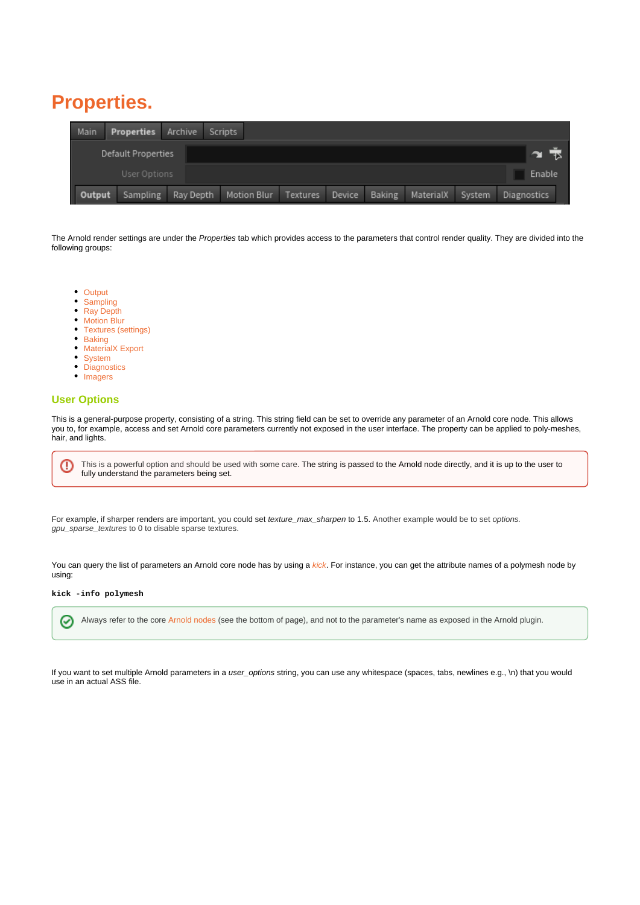# Properties.

The Arnold render settings are under the *Properties* tab which provides access to the parameters that control render quality. They are divided into the following groups:

- Output
- Sampling
- Ray Depth
- Motion Blur
- Textures (settings)
- Baking
- MaterialX Export
- System
- Diagnostics
- Imagers

## User Options

This is a general-purpose property, consisting of a string. This string field can be set to override any parameter of an Arnold core node. This allows you to, for example, access and set Arnold core parameters currently not exposed in the user interface. The property can be applied to poly-meshes, hair, and lights.

> This is a powerful option and should be used with some care. The string is passed to the Arnold node directly, and it is up to the user to fully understand the parameters being set.

For example, if sharper renders are important, you could set *texture_max_sharpen* to 1.5. Another example would be to set *options.gpu_sparse_textures* to 0 to disable sparse textures.

You can query the list of parameters an Arnold core node has by using a *kick*. For instance, you can get the attribute names of a polymesh node by using:

```
kick -info polymesh
```

> Always refer to the core Arnold nodes (see the bottom of page), and not to the parameter's name as exposed in the Arnold plugin.

If you want to set multiple Arnold parameters in a *user_options* string, you can use any whitespace (spaces, tabs, newlines e.g., \n) that you would use in an actual ASS file.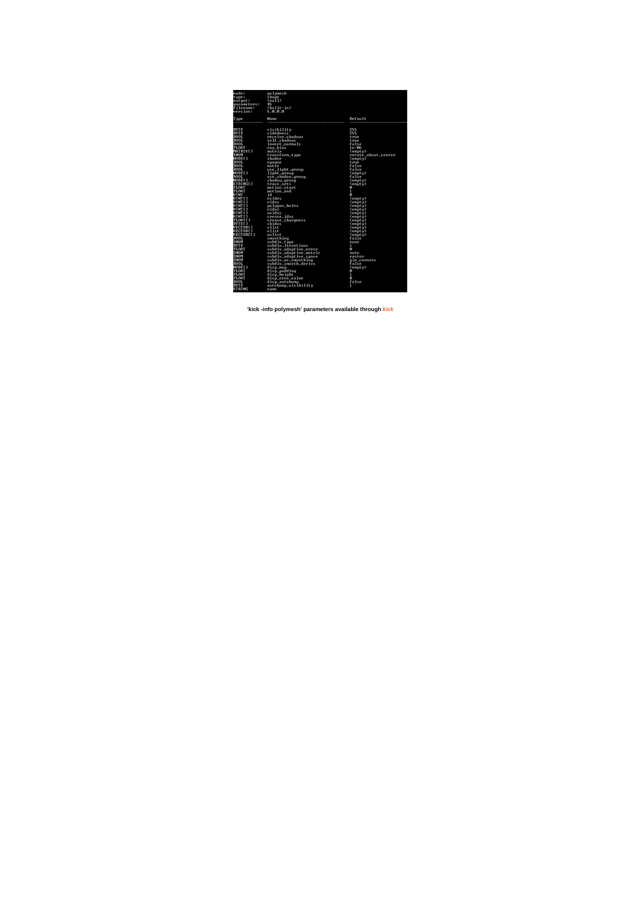```
node:         polymesh
type:         shape
output:       (null)
parameters:   45
filename:     <built-in>
version:      5.0.0.0

Type          Name                          Default
------------  ----------------------------  --------------------

BYTE          visibility                    255
BYTE          sidedness                     255
BOOL          receive_shadows               true
BOOL          self_shadows                  true
BOOL          invert_normals                false
FLOAT         ray_bias                      1e-06
MATRIX[]      matrix                        (empty)
ENUM          transform_type                rotate_about_center
NODE[]        shader                        (empty)
BOOL          opaque                        true
BOOL          matte                         false
BOOL          use_light_group               false
NODE[]        light_group                   (empty)
BOOL          use_shadow_group              false
NODE[]        shadow_group                  (empty)
STRING[]      trace_sets                    (empty)
FLOAT         motion_start                  0
FLOAT         motion_end                    1
UINT          id                            0
UINT[]        nsides                        (empty)
UINT[]        vidxs                         (empty)
UINT[]        polygon_holes                 (empty)
UINT[]        nidxs                         (empty)
UINT[]        uvidxs                        (empty)
UINT[]        crease_idxs                   (empty)
FLOAT[]       crease_sharpness              (empty)
BYTE[]        shidxs                        (empty)
VECTOR[]      vlist                         (empty)
VECTOR[]      nlist                         (empty)
VECTOR2[]     uvlist                        (empty)
BOOL          smoothing                     false
ENUM          subdiv_type                   none
BYTE          subdiv_iterations             1
FLOAT         subdiv_adaptive_error         0
ENUM          subdiv_adaptive_metric        auto
ENUM          subdiv_adaptive_space         raster
ENUM          subdiv_uv_smoothing           pin_corners
BOOL          subdiv_smooth_derivs          false
NODE[]        disp_map                      (empty)
FLOAT         disp_padding                  0
FLOAT         disp_height                   1
FLOAT         disp_zero_value               0
BOOL          disp_autobump                 false
BYTE          autobump_visibility           1
STRING        name
```

**'kick -info polymesh' parameters available through *kick***